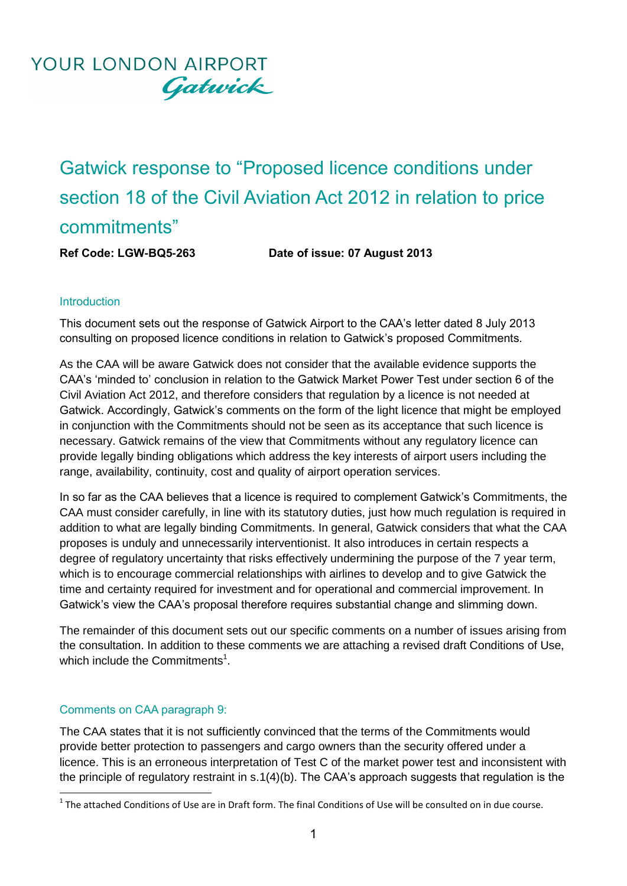YOUR LONDON AIRPORT Gatwick

# Gatwick response to "Proposed licence conditions under section 18 of the Civil Aviation Act 2012 in relation to price commitments"

**Ref Code: LGW-BQ5-263** **Date of issue: 07 August 2013**

## Introduction

This document sets out the response of Gatwick Airport to the CAA's letter dated 8 July 2013 consulting on proposed licence conditions in relation to Gatwick's proposed Commitments.

As the CAA will be aware Gatwick does not consider that the available evidence supports the CAA's 'minded to' conclusion in relation to the Gatwick Market Power Test under section 6 of the Civil Aviation Act 2012, and therefore considers that regulation by a licence is not needed at Gatwick. Accordingly, Gatwick's comments on the form of the light licence that might be employed in conjunction with the Commitments should not be seen as its acceptance that such licence is necessary. Gatwick remains of the view that Commitments without any regulatory licence can provide legally binding obligations which address the key interests of airport users including the range, availability, continuity, cost and quality of airport operation services.

In so far as the CAA believes that a licence is required to complement Gatwick's Commitments, the CAA must consider carefully, in line with its statutory duties, just how much regulation is required in addition to what are legally binding Commitments. In general, Gatwick considers that what the CAA proposes is unduly and unnecessarily interventionist. It also introduces in certain respects a degree of regulatory uncertainty that risks effectively undermining the purpose of the 7 year term, which is to encourage commercial relationships with airlines to develop and to give Gatwick the time and certainty required for investment and for operational and commercial improvement. In Gatwick's view the CAA's proposal therefore requires substantial change and slimming down.

The remainder of this document sets out our specific comments on a number of issues arising from the consultation. In addition to these comments we are attaching a revised draft Conditions of Use, which include the Commitments[1].

## Comments on CAA paragraph 9:

The CAA states that it is not sufficiently convinced that the terms of the Commitments would provide better protection to passengers and cargo owners than the security offered under a licence. This is an erroneous interpretation of Test C of the market power test and inconsistent with the principle of regulatory restraint in s.1(4)(b). The CAA's approach suggests that regulation is the

[1] The attached Conditions of Use are in Draft form. The final Conditions of Use will be consulted on in due course.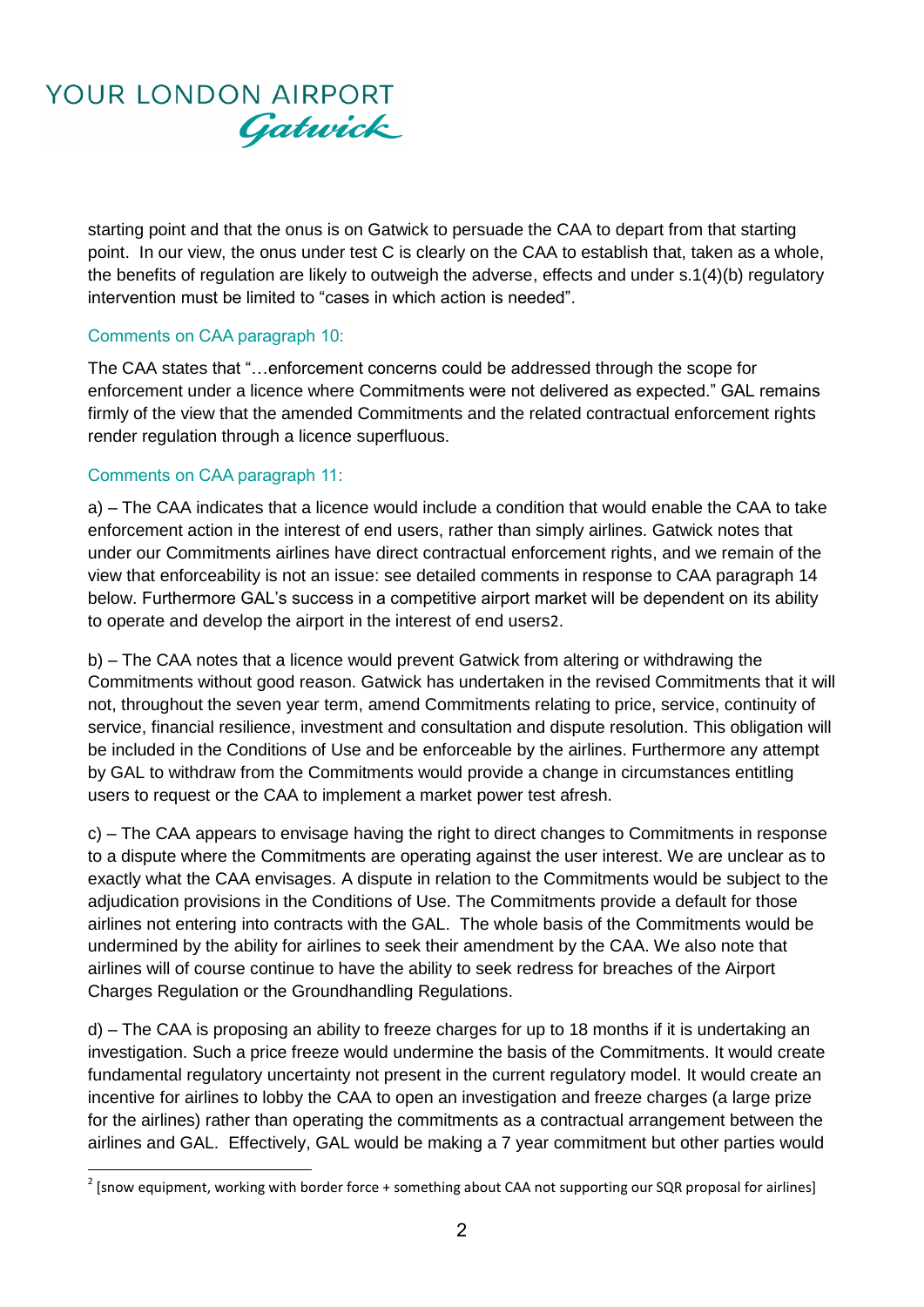starting point and that the onus is on Gatwick to persuade the CAA to depart from that starting point. In our view, the onus under test C is clearly on the CAA to establish that, taken as a whole, the benefits of regulation are likely to outweigh the adverse, effects and under s.1(4)(b) regulatory intervention must be limited to "cases in which action is needed".

### Comments on CAA paragraph 10:

The CAA states that "…enforcement concerns could be addressed through the scope for enforcement under a licence where Commitments were not delivered as expected." GAL remains firmly of the view that the amended Commitments and the related contractual enforcement rights render regulation through a licence superfluous.

### Comments on CAA paragraph 11:

a) – The CAA indicates that a licence would include a condition that would enable the CAA to take enforcement action in the interest of end users, rather than simply airlines. Gatwick notes that under our Commitments airlines have direct contractual enforcement rights, and we remain of the view that enforceability is not an issue: see detailed comments in response to CAA paragraph 14 below. Furthermore GAL's success in a competitive airport market will be dependent on its ability to operate and develop the airport in the interest of end users[2].

b) – The CAA notes that a licence would prevent Gatwick from altering or withdrawing the Commitments without good reason. Gatwick has undertaken in the revised Commitments that it will not, throughout the seven year term, amend Commitments relating to price, service, continuity of service, financial resilience, investment and consultation and dispute resolution. This obligation will be included in the Conditions of Use and be enforceable by the airlines. Furthermore any attempt by GAL to withdraw from the Commitments would provide a change in circumstances entitling users to request or the CAA to implement a market power test afresh.

c) – The CAA appears to envisage having the right to direct changes to Commitments in response to a dispute where the Commitments are operating against the user interest. We are unclear as to exactly what the CAA envisages. A dispute in relation to the Commitments would be subject to the adjudication provisions in the Conditions of Use. The Commitments provide a default for those airlines not entering into contracts with the GAL. The whole basis of the Commitments would be undermined by the ability for airlines to seek their amendment by the CAA. We also note that airlines will of course continue to have the ability to seek redress for breaches of the Airport Charges Regulation or the Groundhandling Regulations.

d) – The CAA is proposing an ability to freeze charges for up to 18 months if it is undertaking an investigation. Such a price freeze would undermine the basis of the Commitments. It would create fundamental regulatory uncertainty not present in the current regulatory model. It would create an incentive for airlines to lobby the CAA to open an investigation and freeze charges (a large prize for the airlines) rather than operating the commitments as a contractual arrangement between the airlines and GAL. Effectively, GAL would be making a 7 year commitment but other parties would

---

[2] [snow equipment, working with border force + something about CAA not supporting our SQR proposal for airlines]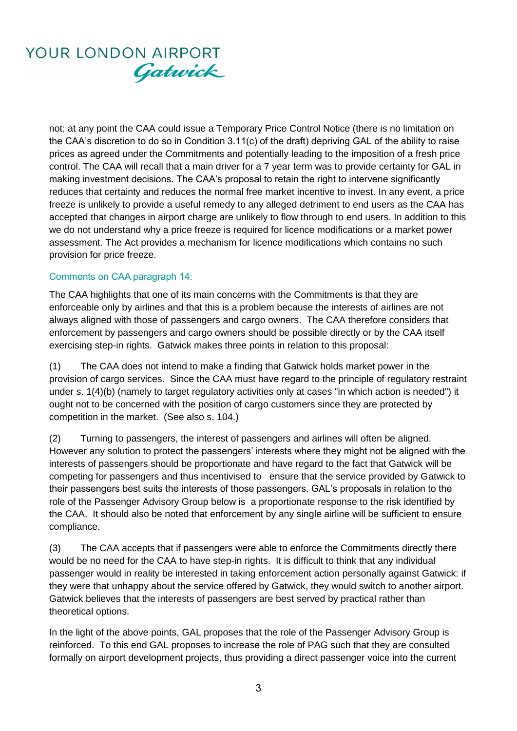not; at any point the CAA could issue a Temporary Price Control Notice (there is no limitation on the CAA's discretion to do so in Condition 3.11(c) of the draft) depriving GAL of the ability to raise prices as agreed under the Commitments and potentially leading to the imposition of a fresh price control. The CAA will recall that a main driver for a 7 year term was to provide certainty for GAL in making investment decisions. The CAA's proposal to retain the right to intervene significantly reduces that certainty and reduces the normal free market incentive to invest. In any event, a price freeze is unlikely to provide a useful remedy to any alleged detriment to end users as the CAA has accepted that changes in airport charge are unlikely to flow through to end users. In addition to this we do not understand why a price freeze is required for licence modifications or a market power assessment. The Act provides a mechanism for licence modifications which contains no such provision for price freeze.

### Comments on CAA paragraph 14:

The CAA highlights that one of its main concerns with the Commitments is that they are enforceable only by airlines and that this is a problem because the interests of airlines are not always aligned with those of passengers and cargo owners. The CAA therefore considers that enforcement by passengers and cargo owners should be possible directly or by the CAA itself exercising step-in rights. Gatwick makes three points in relation to this proposal:

(1) The CAA does not intend to make a finding that Gatwick holds market power in the provision of cargo services. Since the CAA must have regard to the principle of regulatory restraint under s. 1(4)(b) (namely to target regulatory activities only at cases "in which action is needed") it ought not to be concerned with the position of cargo customers since they are protected by competition in the market. (See also s. 104.)

(2) Turning to passengers, the interest of passengers and airlines will often be aligned. However any solution to protect the passengers' interests where they might not be aligned with the interests of passengers should be proportionate and have regard to the fact that Gatwick will be competing for passengers and thus incentivised to ensure that the service provided by Gatwick to their passengers best suits the interests of those passengers. GAL's proposals in relation to the role of the Passenger Advisory Group below is a proportionate response to the risk identified by the CAA. It should also be noted that enforcement by any single airline will be sufficient to ensure compliance.

(3) The CAA accepts that if passengers were able to enforce the Commitments directly there would be no need for the CAA to have step-in rights. It is difficult to think that any individual passenger would in reality be interested in taking enforcement action personally against Gatwick: if they were that unhappy about the service offered by Gatwick, they would switch to another airport. Gatwick believes that the interests of passengers are best served by practical rather than theoretical options.

In the light of the above points, GAL proposes that the role of the Passenger Advisory Group is reinforced. To this end GAL proposes to increase the role of PAG such that they are consulted formally on airport development projects, thus providing a direct passenger voice into the current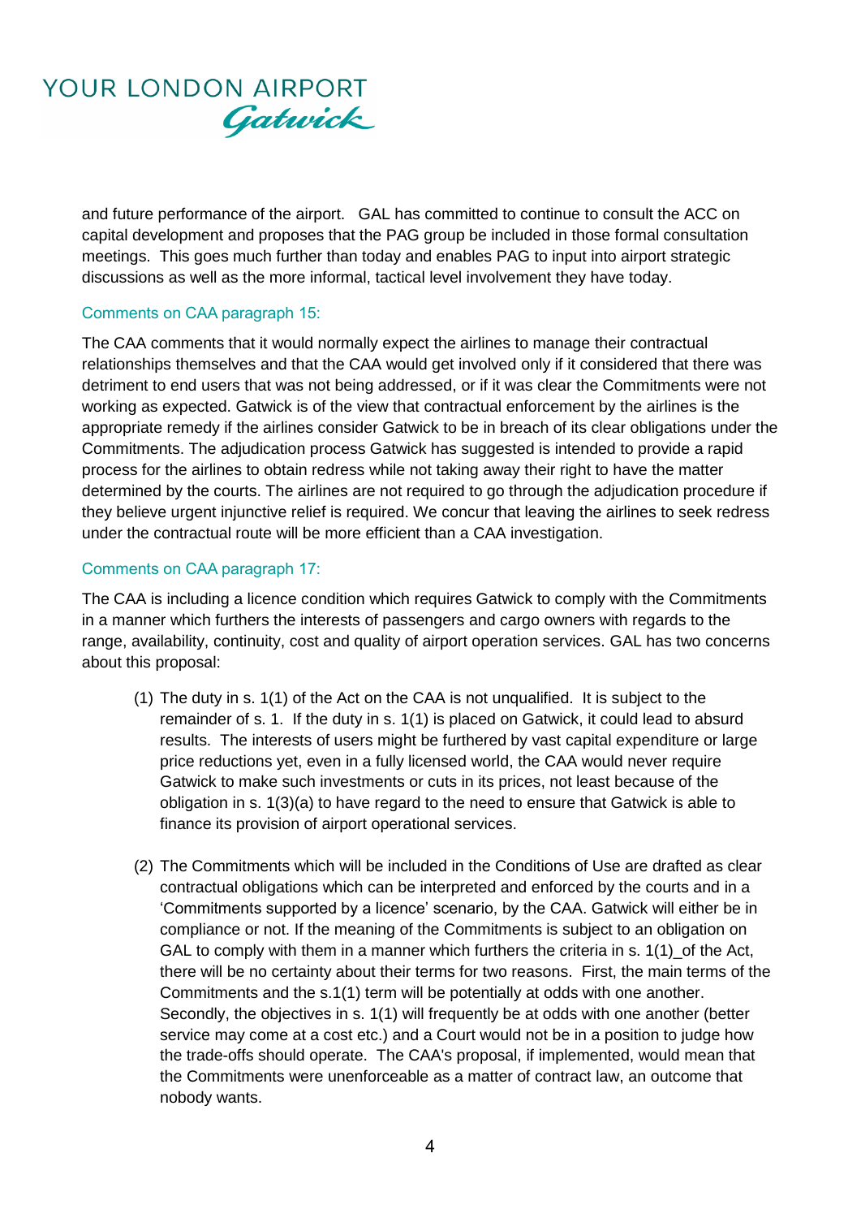and future performance of the airport. GAL has committed to continue to consult the ACC on capital development and proposes that the PAG group be included in those formal consultation meetings. This goes much further than today and enables PAG to input into airport strategic discussions as well as the more informal, tactical level involvement they have today.

### Comments on CAA paragraph 15:

The CAA comments that it would normally expect the airlines to manage their contractual relationships themselves and that the CAA would get involved only if it considered that there was detriment to end users that was not being addressed, or if it was clear the Commitments were not working as expected. Gatwick is of the view that contractual enforcement by the airlines is the appropriate remedy if the airlines consider Gatwick to be in breach of its clear obligations under the Commitments. The adjudication process Gatwick has suggested is intended to provide a rapid process for the airlines to obtain redress while not taking away their right to have the matter determined by the courts. The airlines are not required to go through the adjudication procedure if they believe urgent injunctive relief is required. We concur that leaving the airlines to seek redress under the contractual route will be more efficient than a CAA investigation.

### Comments on CAA paragraph 17:

The CAA is including a licence condition which requires Gatwick to comply with the Commitments in a manner which furthers the interests of passengers and cargo owners with regards to the range, availability, continuity, cost and quality of airport operation services. GAL has two concerns about this proposal:

(1) The duty in s. 1(1) of the Act on the CAA is not unqualified. It is subject to the remainder of s. 1. If the duty in s. 1(1) is placed on Gatwick, it could lead to absurd results. The interests of users might be furthered by vast capital expenditure or large price reductions yet, even in a fully licensed world, the CAA would never require Gatwick to make such investments or cuts in its prices, not least because of the obligation in s. 1(3)(a) to have regard to the need to ensure that Gatwick is able to finance its provision of airport operational services.

(2) The Commitments which will be included in the Conditions of Use are drafted as clear contractual obligations which can be interpreted and enforced by the courts and in a 'Commitments supported by a licence' scenario, by the CAA. Gatwick will either be in compliance or not. If the meaning of the Commitments is subject to an obligation on GAL to comply with them in a manner which furthers the criteria in s. 1(1)_of the Act, there will be no certainty about their terms for two reasons. First, the main terms of the Commitments and the s.1(1) term will be potentially at odds with one another. Secondly, the objectives in s. 1(1) will frequently be at odds with one another (better service may come at a cost etc.) and a Court would not be in a position to judge how the trade-offs should operate. The CAA's proposal, if implemented, would mean that the Commitments were unenforceable as a matter of contract law, an outcome that nobody wants.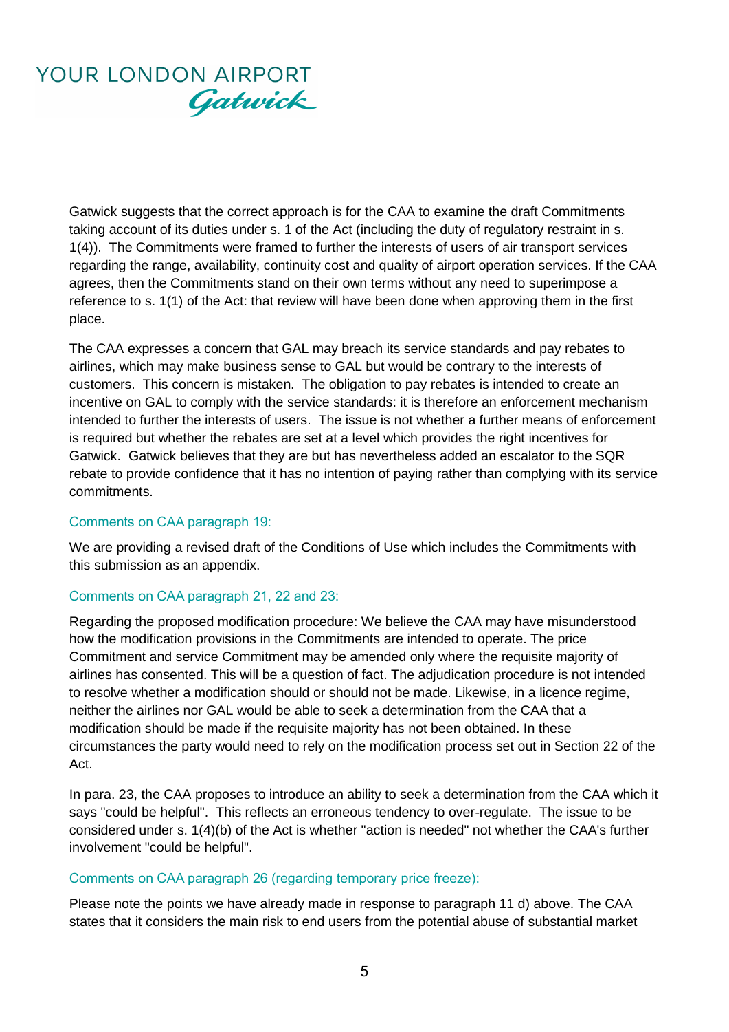Gatwick suggests that the correct approach is for the CAA to examine the draft Commitments taking account of its duties under s. 1 of the Act (including the duty of regulatory restraint in s. 1(4)). The Commitments were framed to further the interests of users of air transport services regarding the range, availability, continuity cost and quality of airport operation services. If the CAA agrees, then the Commitments stand on their own terms without any need to superimpose a reference to s. 1(1) of the Act: that review will have been done when approving them in the first place.

The CAA expresses a concern that GAL may breach its service standards and pay rebates to airlines, which may make business sense to GAL but would be contrary to the interests of customers. This concern is mistaken. The obligation to pay rebates is intended to create an incentive on GAL to comply with the service standards: it is therefore an enforcement mechanism intended to further the interests of users. The issue is not whether a further means of enforcement is required but whether the rebates are set at a level which provides the right incentives for Gatwick. Gatwick believes that they are but has nevertheless added an escalator to the SQR rebate to provide confidence that it has no intention of paying rather than complying with its service commitments.

#### Comments on CAA paragraph 19:

We are providing a revised draft of the Conditions of Use which includes the Commitments with this submission as an appendix.

#### Comments on CAA paragraph 21, 22 and 23:

Regarding the proposed modification procedure: We believe the CAA may have misunderstood how the modification provisions in the Commitments are intended to operate. The price Commitment and service Commitment may be amended only where the requisite majority of airlines has consented. This will be a question of fact. The adjudication procedure is not intended to resolve whether a modification should or should not be made. Likewise, in a licence regime, neither the airlines nor GAL would be able to seek a determination from the CAA that a modification should be made if the requisite majority has not been obtained. In these circumstances the party would need to rely on the modification process set out in Section 22 of the Act.

In para. 23, the CAA proposes to introduce an ability to seek a determination from the CAA which it says "could be helpful". This reflects an erroneous tendency to over-regulate. The issue to be considered under s. 1(4)(b) of the Act is whether "action is needed" not whether the CAA's further involvement "could be helpful".

#### Comments on CAA paragraph 26 (regarding temporary price freeze):

Please note the points we have already made in response to paragraph 11 d) above. The CAA states that it considers the main risk to end users from the potential abuse of substantial market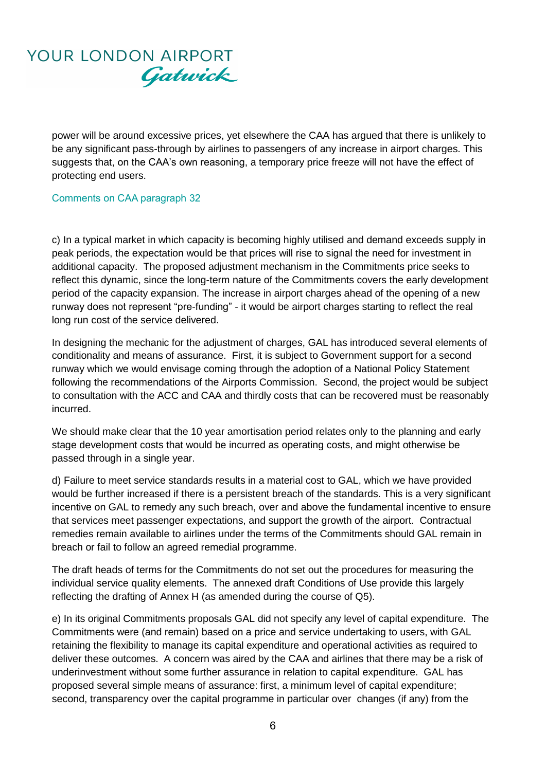power will be around excessive prices, yet elsewhere the CAA has argued that there is unlikely to be any significant pass-through by airlines to passengers of any increase in airport charges. This suggests that, on the CAA's own reasoning, a temporary price freeze will not have the effect of protecting end users.

### Comments on CAA paragraph 32

c) In a typical market in which capacity is becoming highly utilised and demand exceeds supply in peak periods, the expectation would be that prices will rise to signal the need for investment in additional capacity. The proposed adjustment mechanism in the Commitments price seeks to reflect this dynamic, since the long-term nature of the Commitments covers the early development period of the capacity expansion. The increase in airport charges ahead of the opening of a new runway does not represent "pre-funding" - it would be airport charges starting to reflect the real long run cost of the service delivered.

In designing the mechanic for the adjustment of charges, GAL has introduced several elements of conditionality and means of assurance. First, it is subject to Government support for a second runway which we would envisage coming through the adoption of a National Policy Statement following the recommendations of the Airports Commission. Second, the project would be subject to consultation with the ACC and CAA and thirdly costs that can be recovered must be reasonably incurred.

We should make clear that the 10 year amortisation period relates only to the planning and early stage development costs that would be incurred as operating costs, and might otherwise be passed through in a single year.

d) Failure to meet service standards results in a material cost to GAL, which we have provided would be further increased if there is a persistent breach of the standards. This is a very significant incentive on GAL to remedy any such breach, over and above the fundamental incentive to ensure that services meet passenger expectations, and support the growth of the airport. Contractual remedies remain available to airlines under the terms of the Commitments should GAL remain in breach or fail to follow an agreed remedial programme.

The draft heads of terms for the Commitments do not set out the procedures for measuring the individual service quality elements. The annexed draft Conditions of Use provide this largely reflecting the drafting of Annex H (as amended during the course of Q5).

e) In its original Commitments proposals GAL did not specify any level of capital expenditure. The Commitments were (and remain) based on a price and service undertaking to users, with GAL retaining the flexibility to manage its capital expenditure and operational activities as required to deliver these outcomes. A concern was aired by the CAA and airlines that there may be a risk of underinvestment without some further assurance in relation to capital expenditure. GAL has proposed several simple means of assurance: first, a minimum level of capital expenditure; second, transparency over the capital programme in particular over changes (if any) from the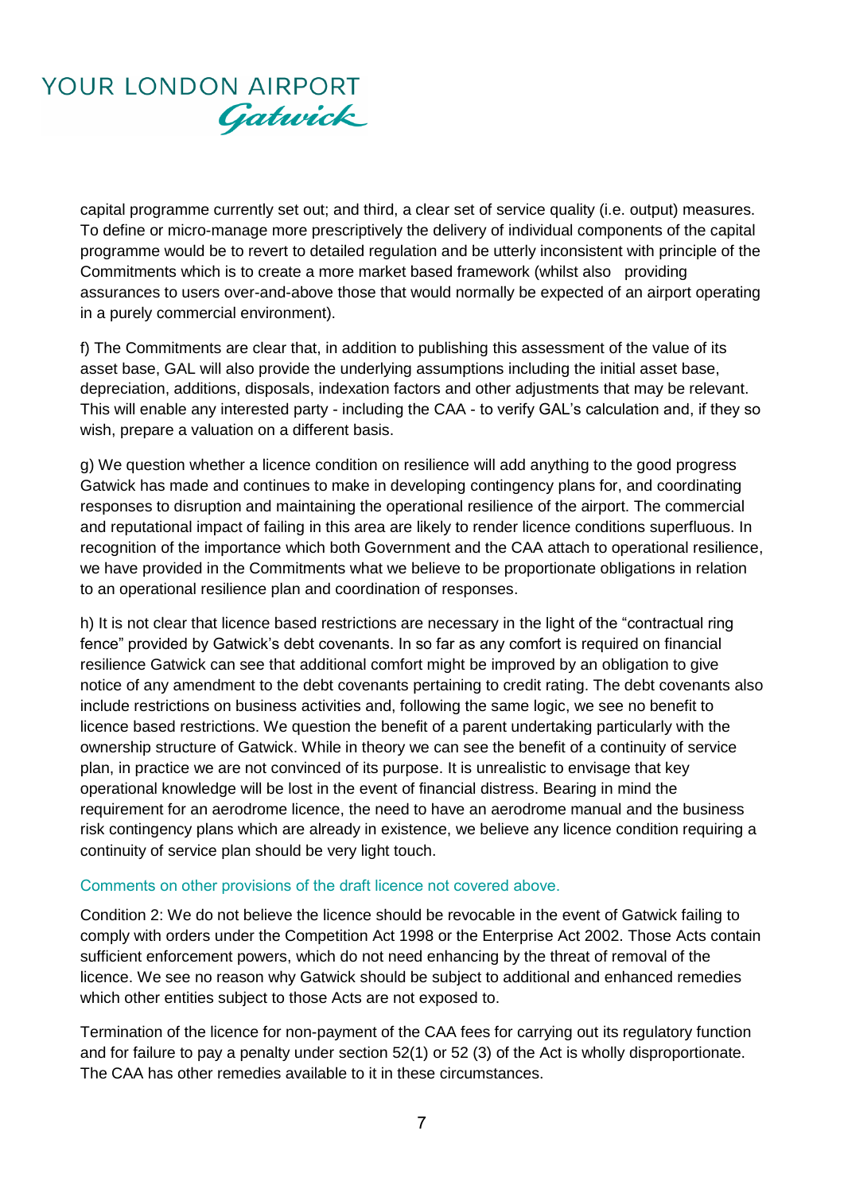capital programme currently set out; and third, a clear set of service quality (i.e. output) measures. To define or micro-manage more prescriptively the delivery of individual components of the capital programme would be to revert to detailed regulation and be utterly inconsistent with principle of the Commitments which is to create a more market based framework (whilst also providing assurances to users over-and-above those that would normally be expected of an airport operating in a purely commercial environment).

f) The Commitments are clear that, in addition to publishing this assessment of the value of its asset base, GAL will also provide the underlying assumptions including the initial asset base, depreciation, additions, disposals, indexation factors and other adjustments that may be relevant. This will enable any interested party - including the CAA - to verify GAL's calculation and, if they so wish, prepare a valuation on a different basis.

g) We question whether a licence condition on resilience will add anything to the good progress Gatwick has made and continues to make in developing contingency plans for, and coordinating responses to disruption and maintaining the operational resilience of the airport. The commercial and reputational impact of failing in this area are likely to render licence conditions superfluous. In recognition of the importance which both Government and the CAA attach to operational resilience, we have provided in the Commitments what we believe to be proportionate obligations in relation to an operational resilience plan and coordination of responses.

h) It is not clear that licence based restrictions are necessary in the light of the "contractual ring fence" provided by Gatwick's debt covenants. In so far as any comfort is required on financial resilience Gatwick can see that additional comfort might be improved by an obligation to give notice of any amendment to the debt covenants pertaining to credit rating. The debt covenants also include restrictions on business activities and, following the same logic, we see no benefit to licence based restrictions. We question the benefit of a parent undertaking particularly with the ownership structure of Gatwick. While in theory we can see the benefit of a continuity of service plan, in practice we are not convinced of its purpose. It is unrealistic to envisage that key operational knowledge will be lost in the event of financial distress. Bearing in mind the requirement for an aerodrome licence, the need to have an aerodrome manual and the business risk contingency plans which are already in existence, we believe any licence condition requiring a continuity of service plan should be very light touch.

### Comments on other provisions of the draft licence not covered above.

Condition 2: We do not believe the licence should be revocable in the event of Gatwick failing to comply with orders under the Competition Act 1998 or the Enterprise Act 2002. Those Acts contain sufficient enforcement powers, which do not need enhancing by the threat of removal of the licence. We see no reason why Gatwick should be subject to additional and enhanced remedies which other entities subject to those Acts are not exposed to.

Termination of the licence for non-payment of the CAA fees for carrying out its regulatory function and for failure to pay a penalty under section 52(1) or 52 (3) of the Act is wholly disproportionate. The CAA has other remedies available to it in these circumstances.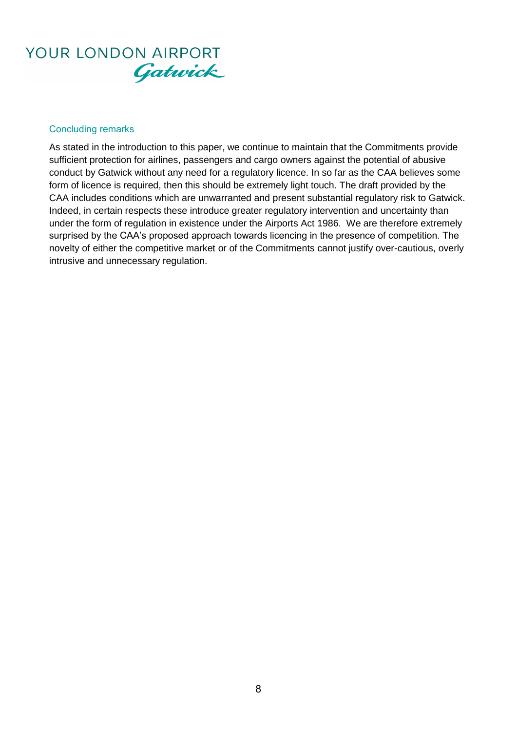## Concluding remarks

As stated in the introduction to this paper, we continue to maintain that the Commitments provide sufficient protection for airlines, passengers and cargo owners against the potential of abusive conduct by Gatwick without any need for a regulatory licence. In so far as the CAA believes some form of licence is required, then this should be extremely light touch. The draft provided by the CAA includes conditions which are unwarranted and present substantial regulatory risk to Gatwick. Indeed, in certain respects these introduce greater regulatory intervention and uncertainty than under the form of regulation in existence under the Airports Act 1986. We are therefore extremely surprised by the CAA's proposed approach towards licencing in the presence of competition. The novelty of either the competitive market or of the Commitments cannot justify over-cautious, overly intrusive and unnecessary regulation.